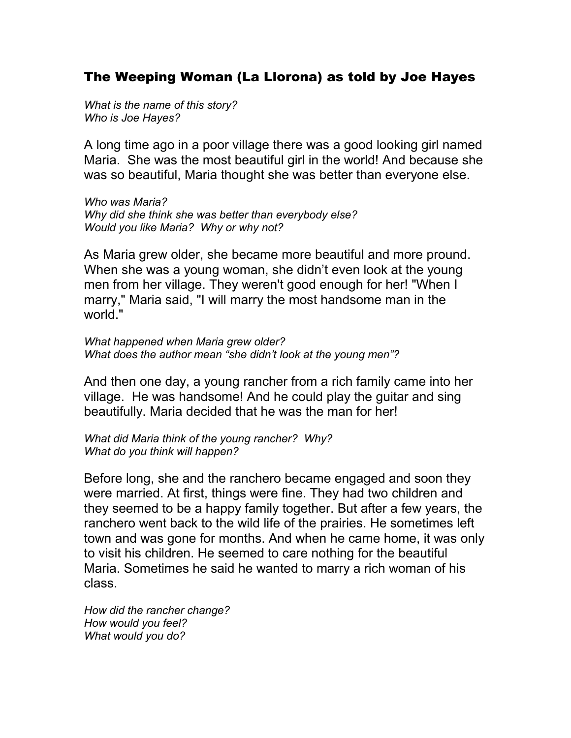## The Weeping Woman (La Llorona) as told by Joe Hayes

*What is the name of this story?*
*Who is Joe Hayes?*

A long time ago in a poor village there was a good looking girl named Maria. She was the most beautiful girl in the world! And because she was so beautiful, Maria thought she was better than everyone else.

*Who was Maria?*
*Why did she think she was better than everybody else?*
*Would you like Maria? Why or why not?*

As Maria grew older, she became more beautiful and more pround. When she was a young woman, she didn't even look at the young men from her village. They weren't good enough for her! "When I marry," Maria said, "I will marry the most handsome man in the world."

*What happened when Maria grew older?*
*What does the author mean "she didn't look at the young men"?*

And then one day, a young rancher from a rich family came into her village. He was handsome! And he could play the guitar and sing beautifully. Maria decided that he was the man for her!

*What did Maria think of the young rancher? Why?*
*What do you think will happen?*

Before long, she and the ranchero became engaged and soon they were married. At first, things were fine. They had two children and they seemed to be a happy family together. But after a few years, the ranchero went back to the wild life of the prairies. He sometimes left town and was gone for months. And when he came home, it was only to visit his children. He seemed to care nothing for the beautiful Maria. Sometimes he said he wanted to marry a rich woman of his class.

*How did the rancher change?*
*How would you feel?*
*What would you do?*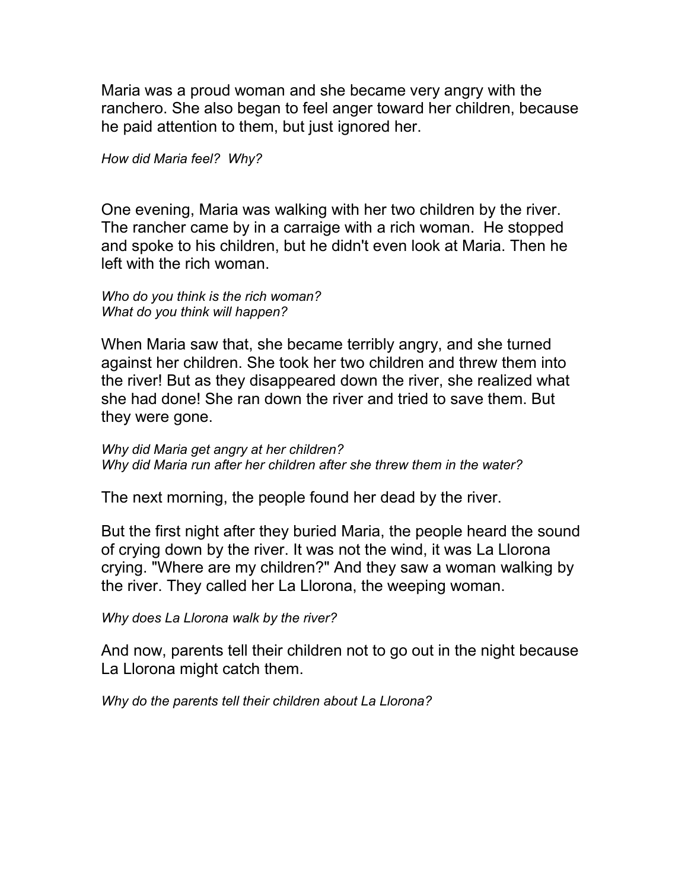Maria was a proud woman and she became very angry with the ranchero. She also began to feel anger toward her children, because he paid attention to them, but just ignored her.

*How did Maria feel? Why?*

One evening, Maria was walking with her two children by the river. The rancher came by in a carraige with a rich woman. He stopped and spoke to his children, but he didn't even look at Maria. Then he left with the rich woman.

*Who do you think is the rich woman?*
*What do you think will happen?*

When Maria saw that, she became terribly angry, and she turned against her children. She took her two children and threw them into the river! But as they disappeared down the river, she realized what she had done! She ran down the river and tried to save them. But they were gone.

*Why did Maria get angry at her children?*
*Why did Maria run after her children after she threw them in the water?*

The next morning, the people found her dead by the river.

But the first night after they buried Maria, the people heard the sound of crying down by the river. It was not the wind, it was La Llorona crying. "Where are my children?" And they saw a woman walking by the river. They called her La Llorona, the weeping woman.

*Why does La Llorona walk by the river?*

And now, parents tell their children not to go out in the night because La Llorona might catch them.

*Why do the parents tell their children about La Llorona?*